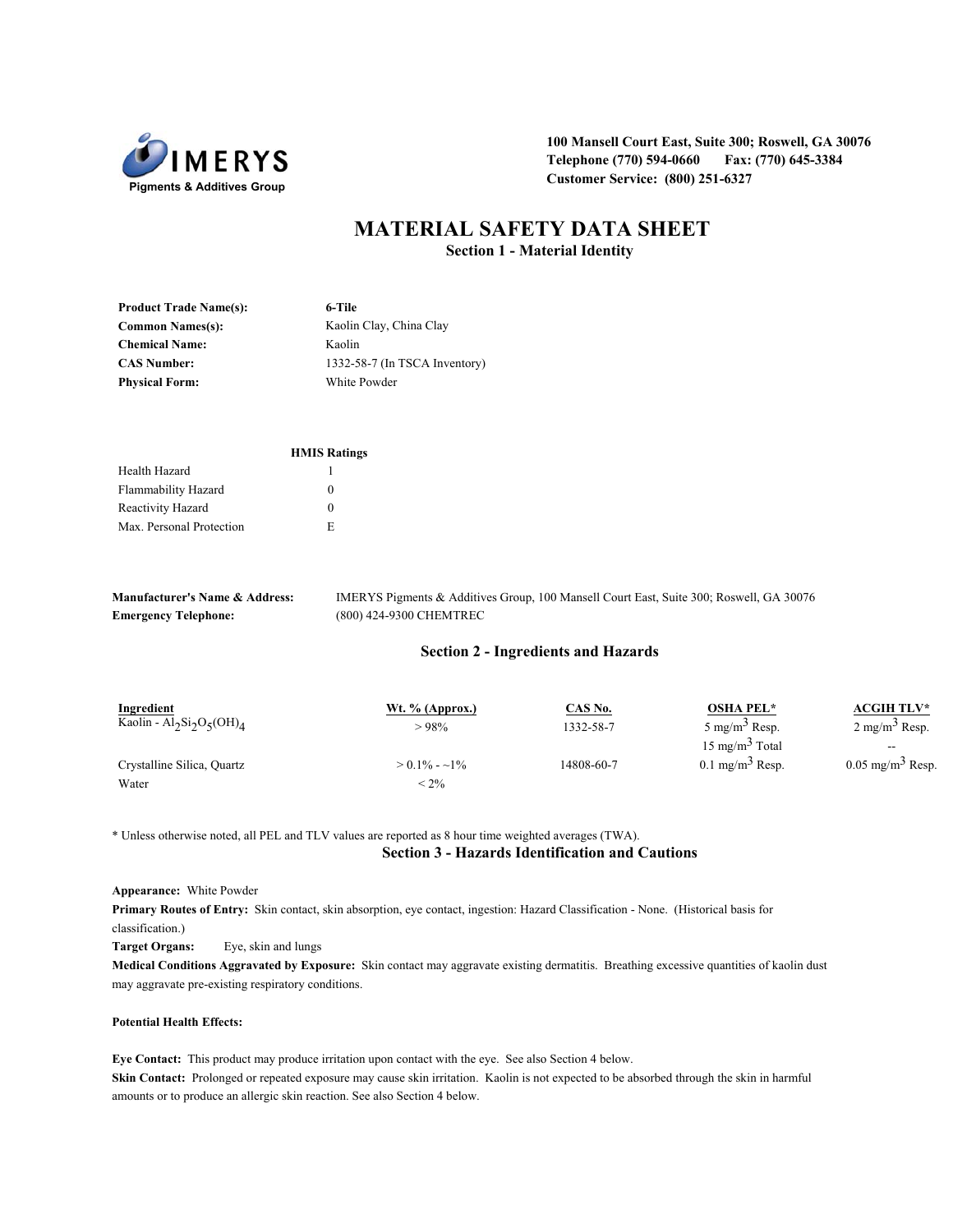**IMERYS**
Pigments & Additives Group

**100 Mansell Court East, Suite 300; Roswell, GA 30076**
**Telephone (770) 594-0660 Fax: (770) 645-3384**
**Customer Service: (800) 251-6327**

# MATERIAL SAFETY DATA SHEET

## Section 1 - Material Identity

**Product Trade Name(s):** **6-Tile**
**Common Names(s):** Kaolin Clay, China Clay
**Chemical Name:** Kaolin
**CAS Number:** 1332-58-7 (In TSCA Inventory)
**Physical Form:** White Powder

| | **HMIS Ratings** |
|---|---|
| Health Hazard | 1 |
| Flammability Hazard | 0 |
| Reactivity Hazard | 0 |
| Max. Personal Protection | E |

**Manufacturer's Name & Address:** IMERYS Pigments & Additives Group, 100 Mansell Court East, Suite 300; Roswell, GA 30076
**Emergency Telephone:** (800) 424-9300 CHEMTREC

## Section 2 - Ingredients and Hazards

| Ingredient | Wt. % (Approx.) | CAS No. | OSHA PEL* | ACGIH TLV* |
|---|---|---|---|---|
| Kaolin - $Al_2Si_2O_5(OH)_4$ | > 98% | 1332-58-7 | 5 $mg/m^3$ Resp. | 2 $mg/m^3$ Resp. |
| | | | 15 $mg/m^3$ Total | -- |
| Crystalline Silica, Quartz | > 0.1% - ~1% | 14808-60-7 | 0.1 $mg/m^3$ Resp. | 0.05 $mg/m^3$ Resp. |
| Water | < 2% | | | |

* Unless otherwise noted, all PEL and TLV values are reported as 8 hour time weighted averages (TWA).

## Section 3 - Hazards Identification and Cautions

**Appearance:** White Powder

**Primary Routes of Entry:** Skin contact, skin absorption, eye contact, ingestion: Hazard Classification - None. (Historical basis for classification.)

**Target Organs:** Eye, skin and lungs

**Medical Conditions Aggravated by Exposure:** Skin contact may aggravate existing dermatitis. Breathing excessive quantities of kaolin dust may aggravate pre-existing respiratory conditions.

**Potential Health Effects:**

**Eye Contact:** This product may produce irritation upon contact with the eye. See also Section 4 below.

**Skin Contact:** Prolonged or repeated exposure may cause skin irritation. Kaolin is not expected to be absorbed through the skin in harmful amounts or to produce an allergic skin reaction. See also Section 4 below.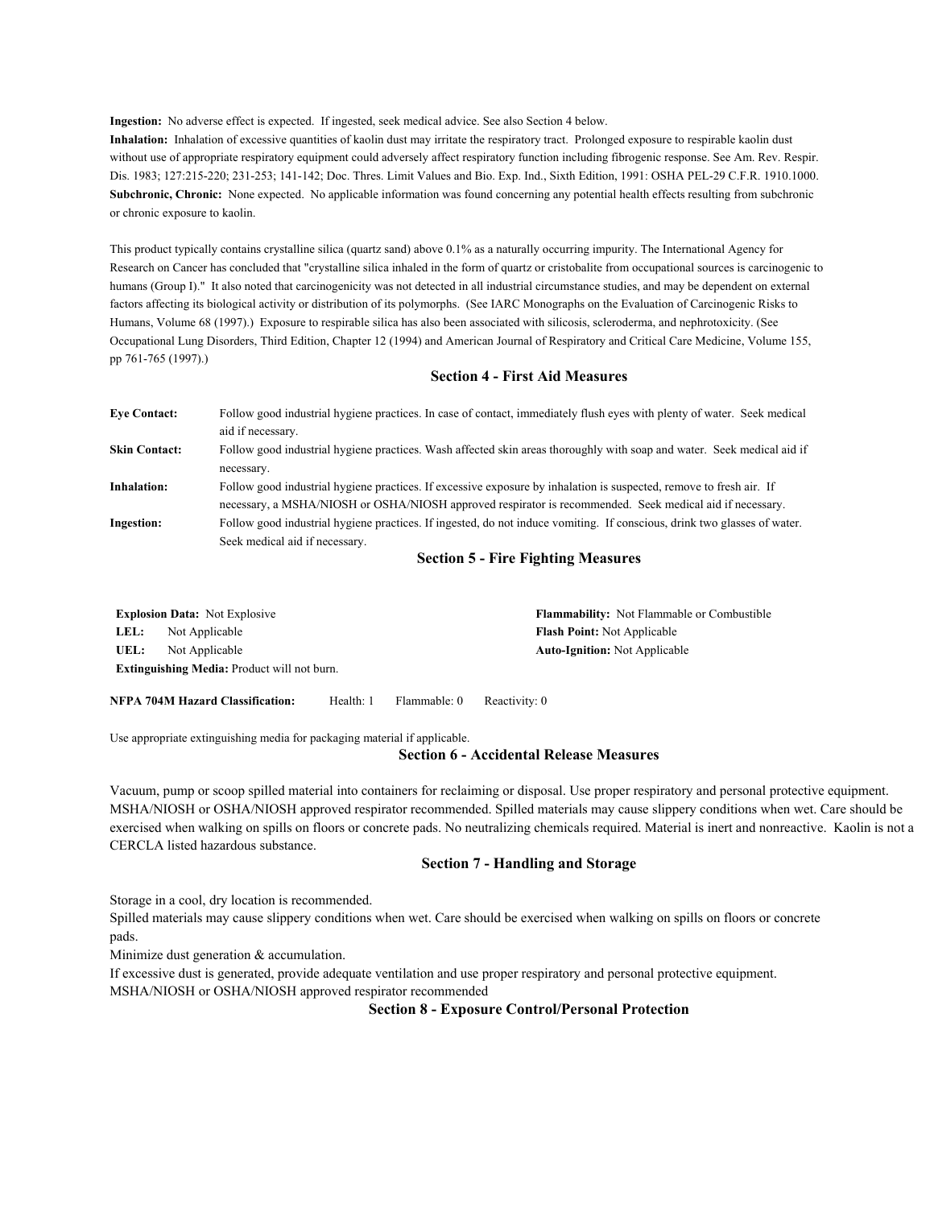**Ingestion:** No adverse effect is expected. If ingested, seek medical advice. See also Section 4 below.

**Inhalation:** Inhalation of excessive quantities of kaolin dust may irritate the respiratory tract. Prolonged exposure to respirable kaolin dust without use of appropriate respiratory equipment could adversely affect respiratory function including fibrogenic response. See Am. Rev. Respir. Dis. 1983; 127:215-220; 231-253; 141-142; Doc. Thres. Limit Values and Bio. Exp. Ind., Sixth Edition, 1991: OSHA PEL-29 C.F.R. 1910.1000.

**Subchronic, Chronic:** None expected. No applicable information was found concerning any potential health effects resulting from subchronic or chronic exposure to kaolin.

This product typically contains crystalline silica (quartz sand) above 0.1% as a naturally occurring impurity. The International Agency for Research on Cancer has concluded that "crystalline silica inhaled in the form of quartz or cristobalite from occupational sources is carcinogenic to humans (Group I)." It also noted that carcinogenicity was not detected in all industrial circumstance studies, and may be dependent on external factors affecting its biological activity or distribution of its polymorphs. (See IARC Monographs on the Evaluation of Carcinogenic Risks to Humans, Volume 68 (1997).) Exposure to respirable silica has also been associated with silicosis, scleroderma, and nephrotoxicity. (See Occupational Lung Disorders, Third Edition, Chapter 12 (1994) and American Journal of Respiratory and Critical Care Medicine, Volume 155, pp 761-765 (1997).)

## Section 4 - First Aid Measures

**Eye Contact:** Follow good industrial hygiene practices. In case of contact, immediately flush eyes with plenty of water. Seek medical aid if necessary.

**Skin Contact:** Follow good industrial hygiene practices. Wash affected skin areas thoroughly with soap and water. Seek medical aid if necessary.

**Inhalation:** Follow good industrial hygiene practices. If excessive exposure by inhalation is suspected, remove to fresh air. If necessary, a MSHA/NIOSH or OSHA/NIOSH approved respirator is recommended. Seek medical aid if necessary.

**Ingestion:** Follow good industrial hygiene practices. If ingested, do not induce vomiting. If conscious, drink two glasses of water. Seek medical aid if necessary.

## Section 5 - Fire Fighting Measures

**Explosion Data:** Not Explosive

**LEL:** Not Applicable

**UEL:** Not Applicable

**Extinguishing Media:** Product will not burn.

**Flammability:** Not Flammable or Combustible

**Flash Point:** Not Applicable

**Auto-Ignition:** Not Applicable

**NFPA 704M Hazard Classification:** Health: 1 Flammable: 0 Reactivity: 0

Use appropriate extinguishing media for packaging material if applicable.

## Section 6 - Accidental Release Measures

Vacuum, pump or scoop spilled material into containers for reclaiming or disposal. Use proper respiratory and personal protective equipment. MSHA/NIOSH or OSHA/NIOSH approved respirator recommended. Spilled materials may cause slippery conditions when wet. Care should be exercised when walking on spills on floors or concrete pads. No neutralizing chemicals required. Material is inert and nonreactive. Kaolin is not a CERCLA listed hazardous substance.

## Section 7 - Handling and Storage

Storage in a cool, dry location is recommended.

Spilled materials may cause slippery conditions when wet. Care should be exercised when walking on spills on floors or concrete pads.

Minimize dust generation & accumulation.

If excessive dust is generated, provide adequate ventilation and use proper respiratory and personal protective equipment.

MSHA/NIOSH or OSHA/NIOSH approved respirator recommended

## Section 8 - Exposure Control/Personal Protection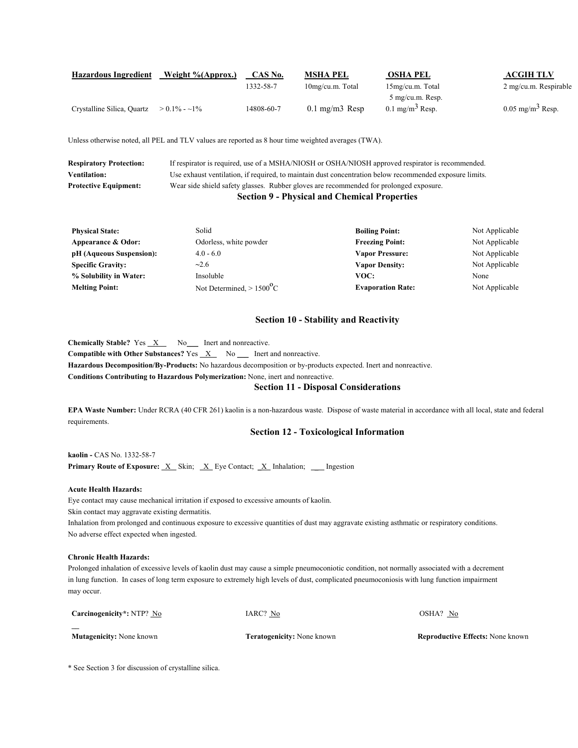| Hazardous Ingredient | Weight %(Approx.) | CAS No. | MSHA PEL | OSHA PEL | ACGIH TLV |
|---|---|---|---|---|---|
| | | 1332-58-7 | 10mg/cu.m. Total | 15mg/cu.m. Total<br>5 mg/cu.m. Resp. | 2 mg/cu.m. Respirable |
| Crystalline Silica, Quartz | > 0.1% - ~1% | 14808-60-7 | 0.1 mg/m3 Resp | 0.1 mg/m$^3$ Resp. | 0.05 mg/m$^3$ Resp. |

Unless otherwise noted, all PEL and TLV values are reported as 8 hour time weighted averages (TWA).

**Respiratory Protection:** If respirator is required, use of a MSHA/NIOSH or OSHA/NIOSH approved respirator is recommended.
**Ventilation:** Use exhaust ventilation, if required, to maintain dust concentration below recommended exposure limits.
**Protective Equipment:** Wear side shield safety glasses. Rubber gloves are recommended for prolonged exposure.

## Section 9 - Physical and Chemical Properties

| | | | |
|---|---|---|---|
| **Physical State:** | Solid | **Boiling Point:** | Not Applicable |
| **Appearance & Odor:** | Odorless, white powder | **Freezing Point:** | Not Applicable |
| **pH (Aqueous Suspension):** | 4.0 - 6.0 | **Vapor Pressure:** | Not Applicable |
| **Specific Gravity:** | ~2.6 | **Vapor Density:** | Not Applicable |
| **% Solubility in Water:** | Insoluble | **VOC:** | None |
| **Melting Point:** | Not Determined, > 1500$^{o}$C | **Evaporation Rate:** | Not Applicable |

## Section 10 - Stability and Reactivity

**Chemically Stable?** Yes \_X\_ No\_\_\_ Inert and nonreactive.
**Compatible with Other Substances?** Yes \_X\_ No \_\_\_ Inert and nonreactive.
**Hazardous Decomposition/By-Products:** No hazardous decomposition or by-products expected. Inert and nonreactive.
**Conditions Contributing to Hazardous Polymerization:** None, inert and nonreactive.

## Section 11 - Disposal Considerations

**EPA Waste Number:** Under RCRA (40 CFR 261) kaolin is a non-hazardous waste. Dispose of waste material in accordance with all local, state and federal requirements.

## Section 12 - Toxicological Information

**kaolin -** CAS No. 1332-58-7
**Primary Route of Exposure:** \_X\_ Skin; \_X\_ Eye Contact; \_X\_ Inhalation; \_\_\_ Ingestion

**Acute Health Hazards:**
Eye contact may cause mechanical irritation if exposed to excessive amounts of kaolin.
Skin contact may aggravate existing dermatitis.
Inhalation from prolonged and continuous exposure to excessive quantities of dust may aggravate existing asthmatic or respiratory conditions.
No adverse effect expected when ingested.

**Chronic Health Hazards:**
Prolonged inhalation of excessive levels of kaolin dust may cause a simple pneumoconiotic condition, not normally associated with a decrement in lung function. In cases of long term exposure to extremely high levels of dust, complicated pneumoconiosis with lung function impairment may occur.

| | | |
|---|---|---|
| **Carcinogenicity\*:** NTP? No | IARC? No | OSHA? No |
| **Mutagenicity:** None known | **Teratogenicity:** None known | **Reproductive Effects:** None known |

\* See Section 3 for discussion of crystalline silica.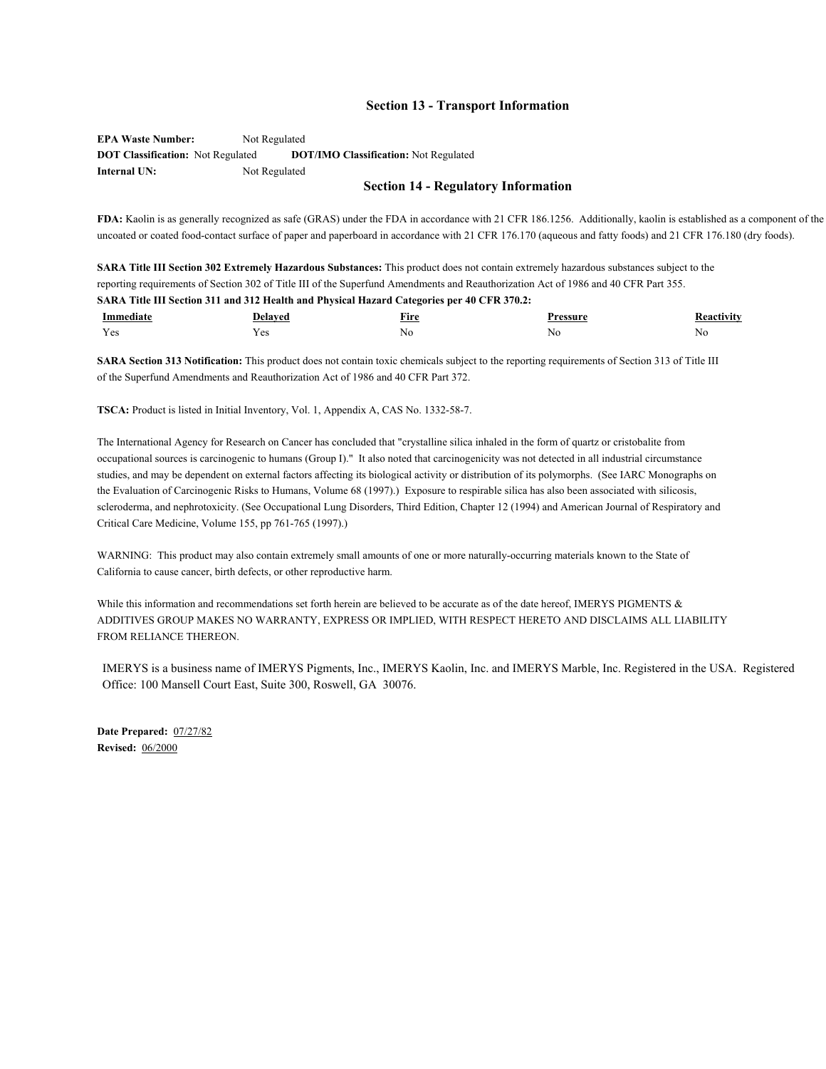## Section 13 - Transport Information

**EPA Waste Number:** Not Regulated
**DOT Classification:** Not Regulated **DOT/IMO Classification:** Not Regulated
**Internal UN:** Not Regulated

## Section 14 - Regulatory Information

**FDA:** Kaolin is as generally recognized as safe (GRAS) under the FDA in accordance with 21 CFR 186.1256. Additionally, kaolin is established as a component of the uncoated or coated food-contact surface of paper and paperboard in accordance with 21 CFR 176.170 (aqueous and fatty foods) and 21 CFR 176.180 (dry foods).

**SARA Title III Section 302 Extremely Hazardous Substances:** This product does not contain extremely hazardous substances subject to the reporting requirements of Section 302 of Title III of the Superfund Amendments and Reauthorization Act of 1986 and 40 CFR Part 355.

**SARA Title III Section 311 and 312 Health and Physical Hazard Categories per 40 CFR 370.2:**

| Immediate | Delayed | Fire | Pressure | Reactivity |
|---|---|---|---|---|
| Yes | Yes | No | No | No |

**SARA Section 313 Notification:** This product does not contain toxic chemicals subject to the reporting requirements of Section 313 of Title III of the Superfund Amendments and Reauthorization Act of 1986 and 40 CFR Part 372.

**TSCA:** Product is listed in Initial Inventory, Vol. 1, Appendix A, CAS No. 1332-58-7.

The International Agency for Research on Cancer has concluded that "crystalline silica inhaled in the form of quartz or cristobalite from occupational sources is carcinogenic to humans (Group I)." It also noted that carcinogenicity was not detected in all industrial circumstance studies, and may be dependent on external factors affecting its biological activity or distribution of its polymorphs. (See IARC Monographs on the Evaluation of Carcinogenic Risks to Humans, Volume 68 (1997).) Exposure to respirable silica has also been associated with silicosis, scleroderma, and nephrotoxicity. (See Occupational Lung Disorders, Third Edition, Chapter 12 (1994) and American Journal of Respiratory and Critical Care Medicine, Volume 155, pp 761-765 (1997).)

WARNING: This product may also contain extremely small amounts of one or more naturally-occurring materials known to the State of California to cause cancer, birth defects, or other reproductive harm.

While this information and recommendations set forth herein are believed to be accurate as of the date hereof, IMERYS PIGMENTS & ADDITIVES GROUP MAKES NO WARRANTY, EXPRESS OR IMPLIED, WITH RESPECT HERETO AND DISCLAIMS ALL LIABILITY FROM RELIANCE THEREON.

IMERYS is a business name of IMERYS Pigments, Inc., IMERYS Kaolin, Inc. and IMERYS Marble, Inc. Registered in the USA. Registered Office: 100 Mansell Court East, Suite 300, Roswell, GA 30076.

**Date Prepared:** 07/27/82
**Revised:** 06/2000